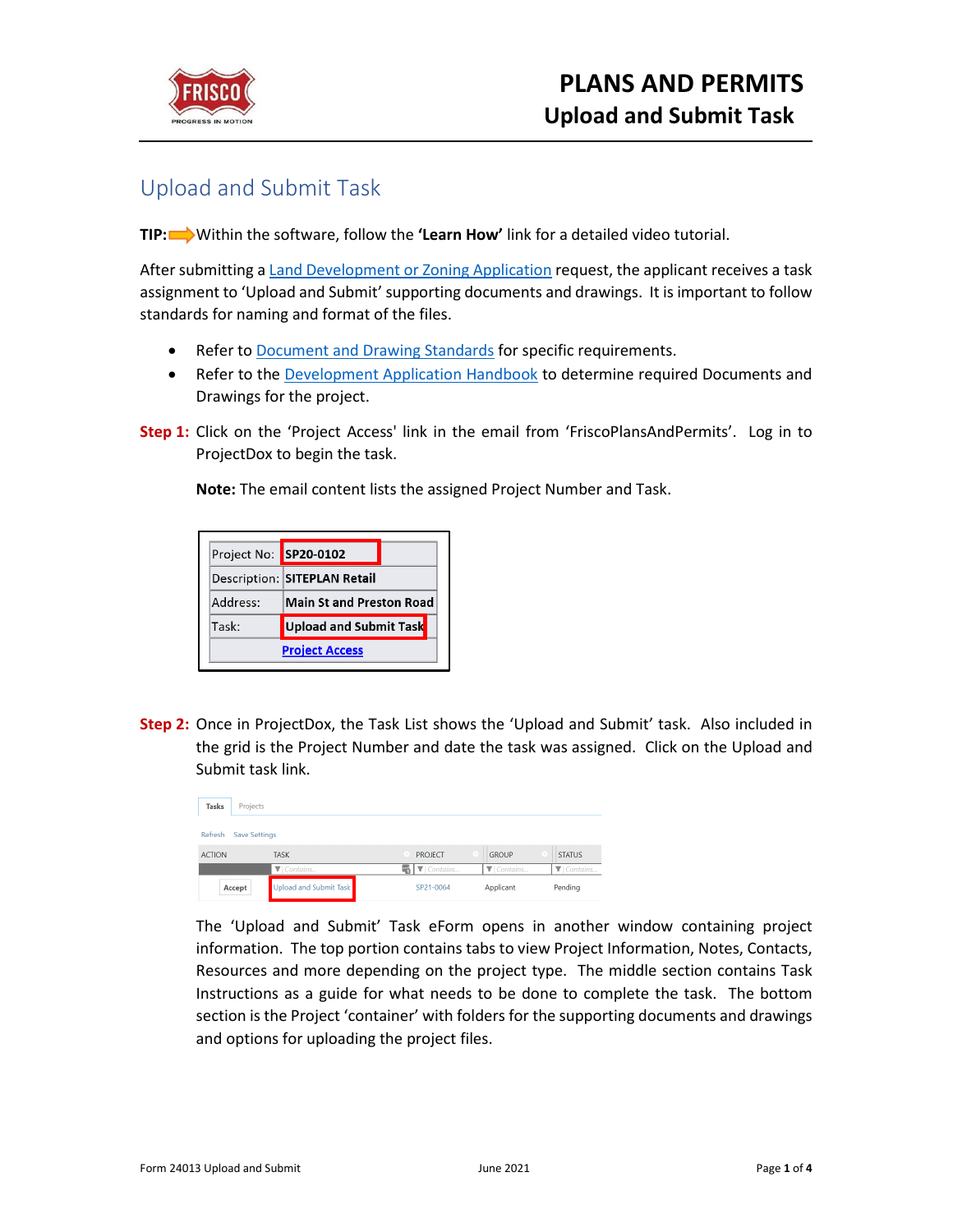# PLANS AND PERMITS
## Upload and Submit Task

## Upload and Submit Task

**TIP:** Within the software, follow the **'Learn How'** link for a detailed video tutorial.

After submitting a Land Development or Zoning Application request, the applicant receives a task assignment to 'Upload and Submit' supporting documents and drawings. It is important to follow standards for naming and format of the files.

- Refer to Document and Drawing Standards for specific requirements.
- Refer to the Development Application Handbook to determine required Documents and Drawings for the project.

**Step 1:** Click on the 'Project Access' link in the email from 'FriscoPlansAndPermits'. Log in to ProjectDox to begin the task.

**Note:** The email content lists the assigned Project Number and Task.

| Project No: | SP20-0102 |
|---|---|
| Description: | SITEPLAN Retail |
| Address: | Main St and Preston Road |
| Task: | Upload and Submit Task |
| | Project Access |

**Step 2:** Once in ProjectDox, the Task List shows the 'Upload and Submit' task. Also included in the grid is the Project Number and date the task was assigned. Click on the Upload and Submit task link.

Tasks | Projects

Refresh | Save Settings

| ACTION | TASK | PROJECT | GROUP | STATUS |
|---|---|---|---|---|
| Accept | Upload and Submit Task | SP21-0064 | Applicant | Pending |

The 'Upload and Submit' Task eForm opens in another window containing project information. The top portion contains tabs to view Project Information, Notes, Contacts, Resources and more depending on the project type. The middle section contains Task Instructions as a guide for what needs to be done to complete the task. The bottom section is the Project 'container' with folders for the supporting documents and drawings and options for uploading the project files.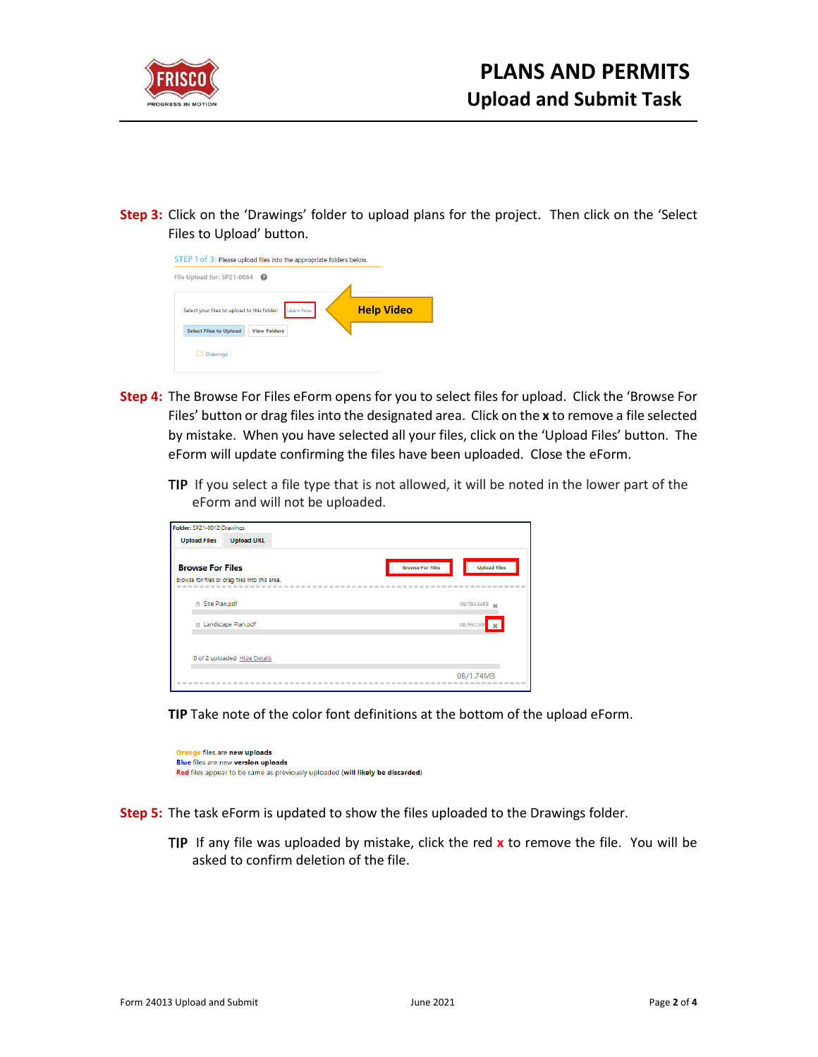**Step 3:** Click on the 'Drawings' folder to upload plans for the project. Then click on the 'Select Files to Upload' button.

**Step 4:** The Browse For Files eForm opens for you to select files for upload. Click the 'Browse For Files' button or drag files into the designated area. Click on the **x** to remove a file selected by mistake. When you have selected all your files, click on the 'Upload Files' button. The eForm will update confirming the files have been uploaded. Close the eForm.

**TIP** If you select a file type that is not allowed, it will be noted in the lower part of the eForm and will not be uploaded.

**TIP** Take note of the color font definitions at the bottom of the upload eForm.

**Step 5:** The task eForm is updated to show the files uploaded to the Drawings folder.

**TIP** If any file was uploaded by mistake, click the red **x** to remove the file. You will be asked to confirm deletion of the file.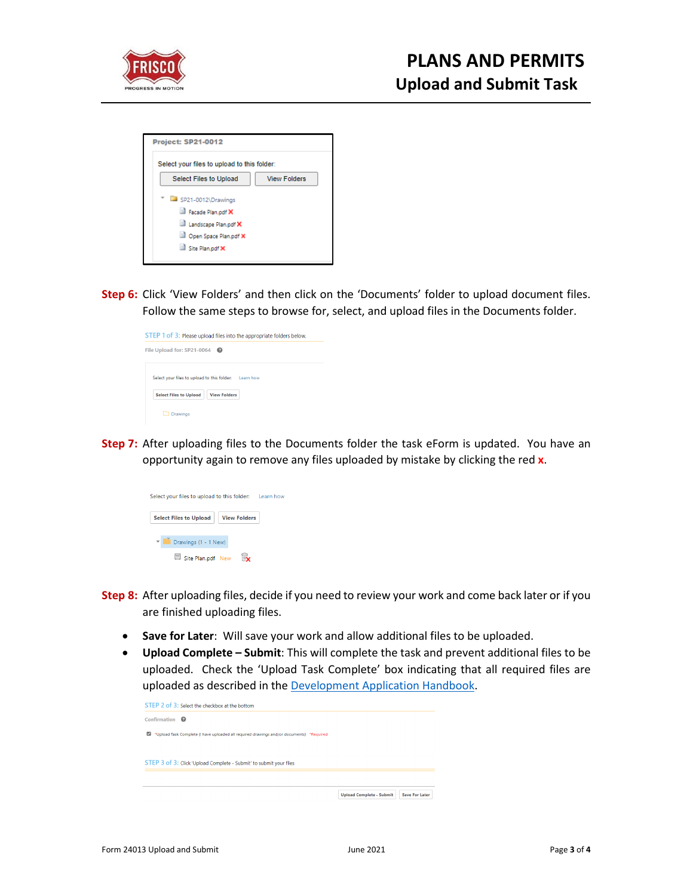**Step 6:** Click 'View Folders' and then click on the 'Documents' folder to upload document files. Follow the same steps to browse for, select, and upload files in the Documents folder.

**Step 7:** After uploading files to the Documents folder the task eForm is updated. You have an opportunity again to remove any files uploaded by mistake by clicking the red **x**.

**Step 8:** After uploading files, decide if you need to review your work and come back later or if you are finished uploading files.

- **Save for Later**: Will save your work and allow additional files to be uploaded.
- **Upload Complete – Submit**: This will complete the task and prevent additional files to be uploaded. Check the 'Upload Task Complete' box indicating that all required files are uploaded as described in the Development Application Handbook.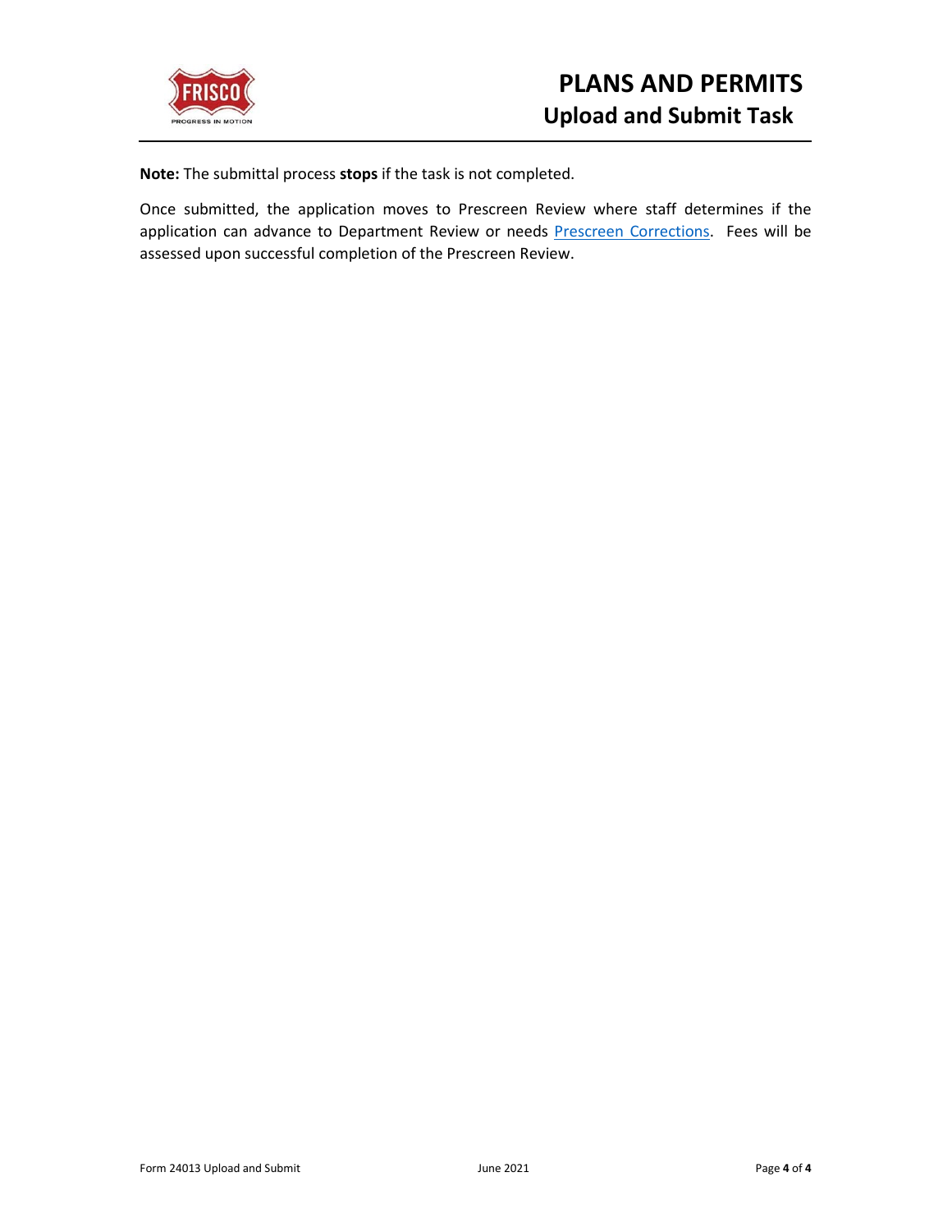**Note:** The submittal process **stops** if the task is not completed.

Once submitted, the application moves to Prescreen Review where staff determines if the application can advance to Department Review or needs Prescreen Corrections. Fees will be assessed upon successful completion of the Prescreen Review.